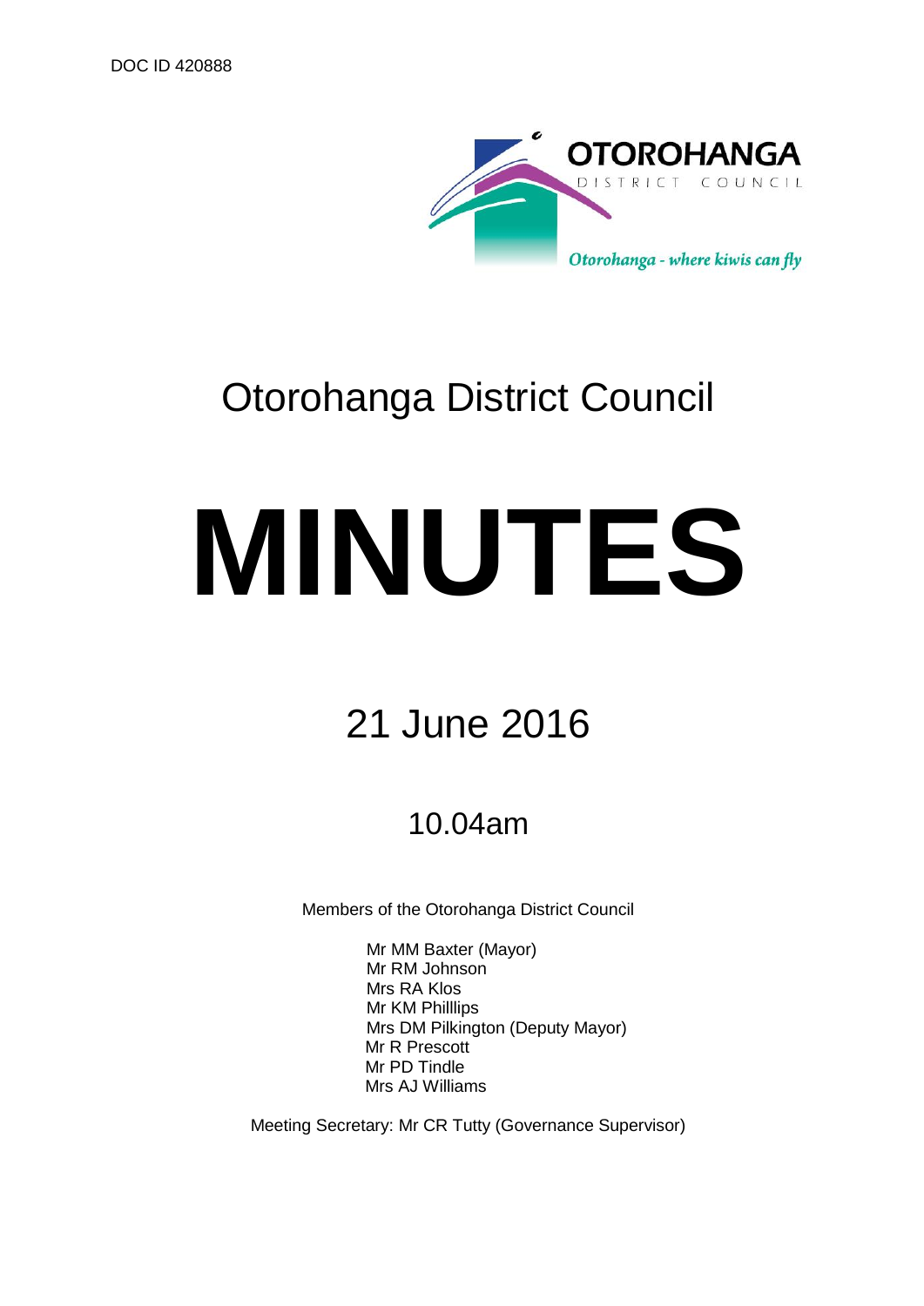DOC ID 420888

OTOROHANGA
DISTRICT COUNCIL
*Otorohanga - where kiwis can fly*

# Otorohanga District Council

# MINUTES

## 21 June 2016

### 10.04am

Members of the Otorohanga District Council

Mr MM Baxter (Mayor)
Mr RM Johnson
Mrs RA Klos
Mr KM Philllips
Mrs DM Pilkington (Deputy Mayor)
Mr R Prescott
Mr PD Tindle
Mrs AJ Williams

Meeting Secretary: Mr CR Tutty (Governance Supervisor)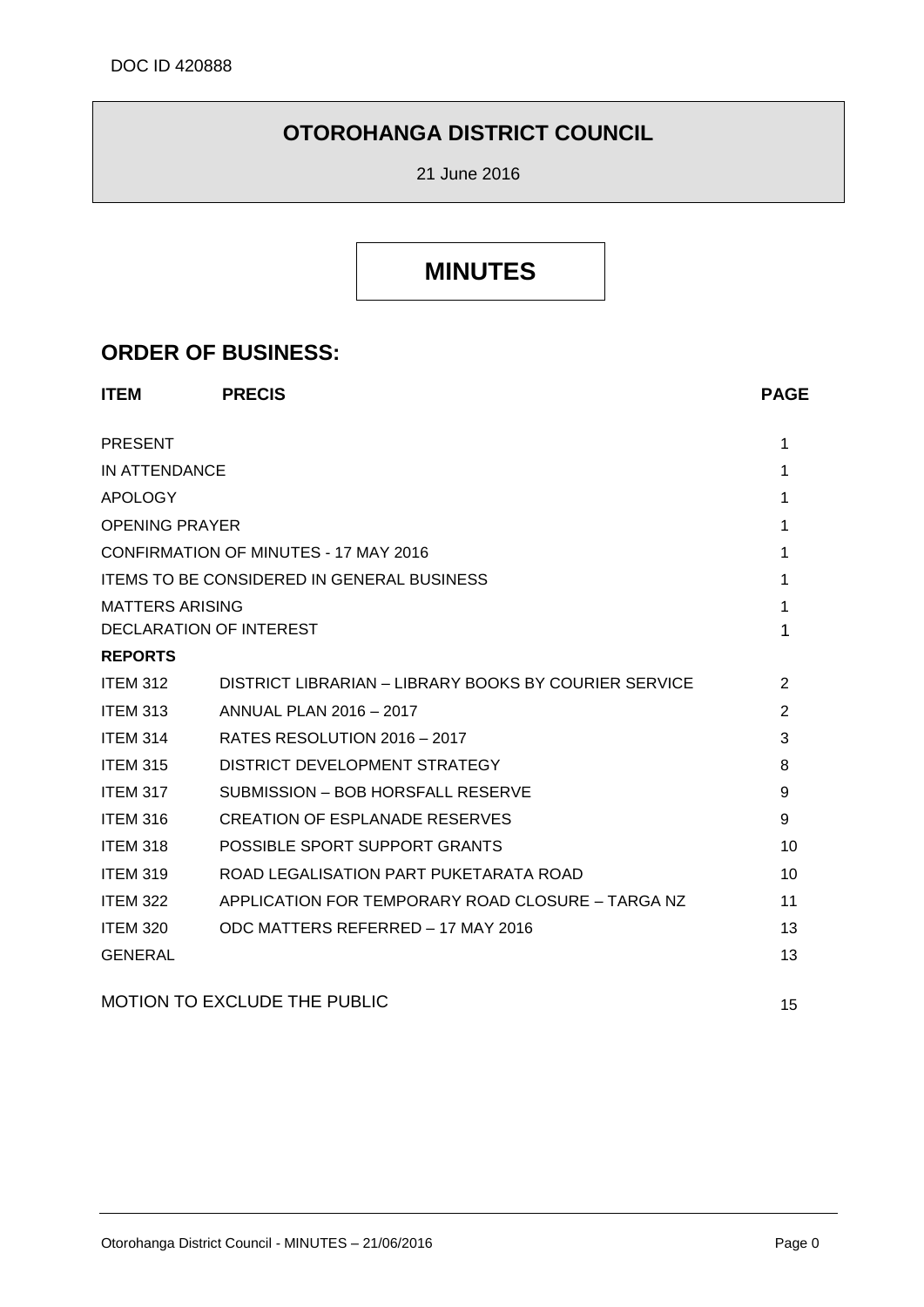DOC ID 420888

# OTOROHANGA DISTRICT COUNCIL

21 June 2016

# MINUTES

## ORDER OF BUSINESS:

| ITEM | PRECIS | PAGE |
|---|---|---|
| PRESENT | | 1 |
| IN ATTENDANCE | | 1 |
| APOLOGY | | 1 |
| OPENING PRAYER | | 1 |
| CONFIRMATION OF MINUTES - 17 MAY 2016 | | 1 |
| ITEMS TO BE CONSIDERED IN GENERAL BUSINESS | | 1 |
| MATTERS ARISING | | 1 |
| DECLARATION OF INTEREST | | 1 |
| **REPORTS** | | |
| ITEM 312 | DISTRICT LIBRARIAN – LIBRARY BOOKS BY COURIER SERVICE | 2 |
| ITEM 313 | ANNUAL PLAN 2016 – 2017 | 2 |
| ITEM 314 | RATES RESOLUTION 2016 – 2017 | 3 |
| ITEM 315 | DISTRICT DEVELOPMENT STRATEGY | 8 |
| ITEM 317 | SUBMISSION – BOB HORSFALL RESERVE | 9 |
| ITEM 316 | CREATION OF ESPLANADE RESERVES | 9 |
| ITEM 318 | POSSIBLE SPORT SUPPORT GRANTS | 10 |
| ITEM 319 | ROAD LEGALISATION PART PUKETARATA ROAD | 10 |
| ITEM 322 | APPLICATION FOR TEMPORARY ROAD CLOSURE – TARGA NZ | 11 |
| ITEM 320 | ODC MATTERS REFERRED – 17 MAY 2016 | 13 |
| GENERAL | | 13 |
| MOTION TO EXCLUDE THE PUBLIC | | 15 |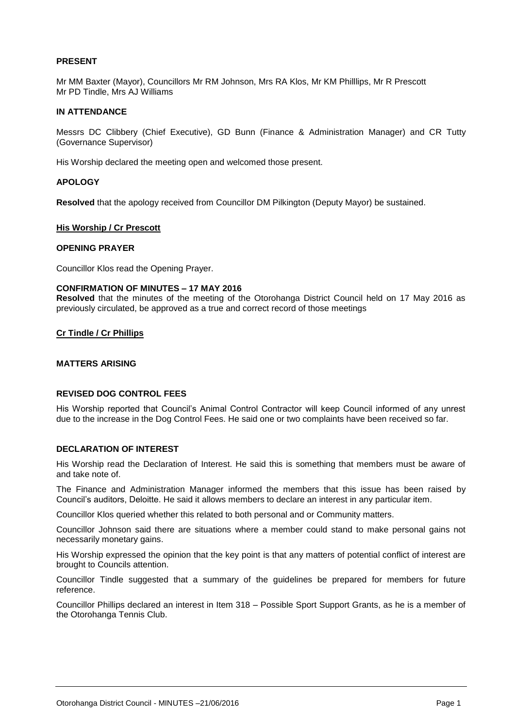## PRESENT

Mr MM Baxter (Mayor), Councillors Mr RM Johnson, Mrs RA Klos, Mr KM Philllips, Mr R Prescott Mr PD Tindle, Mrs AJ Williams

## IN ATTENDANCE

Messrs DC Clibbery (Chief Executive), GD Bunn (Finance & Administration Manager) and CR Tutty (Governance Supervisor)

His Worship declared the meeting open and welcomed those present.

## APOLOGY

**Resolved** that the apology received from Councillor DM Pilkington (Deputy Mayor) be sustained.

**His Worship / Cr Prescott**

## OPENING PRAYER

Councillor Klos read the Opening Prayer.

## CONFIRMATION OF MINUTES – 17 MAY 2016

**Resolved** that the minutes of the meeting of the Otorohanga District Council held on 17 May 2016 as previously circulated, be approved as a true and correct record of those meetings

**Cr Tindle / Cr Phillips**

## MATTERS ARISING

## REVISED DOG CONTROL FEES

His Worship reported that Council's Animal Control Contractor will keep Council informed of any unrest due to the increase in the Dog Control Fees. He said one or two complaints have been received so far.

## DECLARATION OF INTEREST

His Worship read the Declaration of Interest. He said this is something that members must be aware of and take note of.

The Finance and Administration Manager informed the members that this issue has been raised by Council's auditors, Deloitte. He said it allows members to declare an interest in any particular item.

Councillor Klos queried whether this related to both personal and or Community matters.

Councillor Johnson said there are situations where a member could stand to make personal gains not necessarily monetary gains.

His Worship expressed the opinion that the key point is that any matters of potential conflict of interest are brought to Councils attention.

Councillor Tindle suggested that a summary of the guidelines be prepared for members for future reference.

Councillor Phillips declared an interest in Item 318 – Possible Sport Support Grants, as he is a member of the Otorohanga Tennis Club.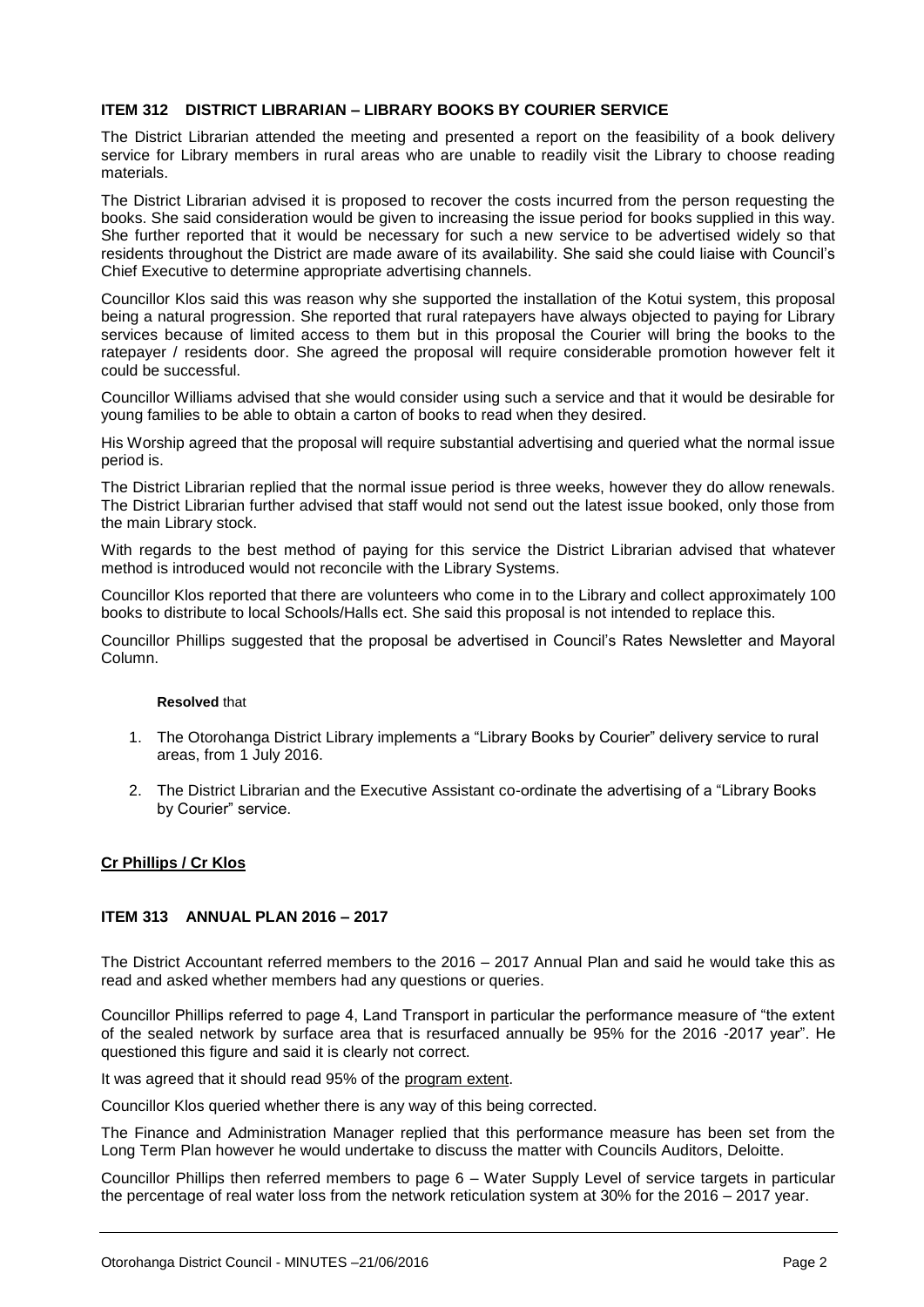### ITEM 312 DISTRICT LIBRARIAN – LIBRARY BOOKS BY COURIER SERVICE

The District Librarian attended the meeting and presented a report on the feasibility of a book delivery service for Library members in rural areas who are unable to readily visit the Library to choose reading materials.

The District Librarian advised it is proposed to recover the costs incurred from the person requesting the books. She said consideration would be given to increasing the issue period for books supplied in this way. She further reported that it would be necessary for such a new service to be advertised widely so that residents throughout the District are made aware of its availability. She said she could liaise with Council's Chief Executive to determine appropriate advertising channels.

Councillor Klos said this was reason why she supported the installation of the Kotui system, this proposal being a natural progression. She reported that rural ratepayers have always objected to paying for Library services because of limited access to them but in this proposal the Courier will bring the books to the ratepayer / residents door. She agreed the proposal will require considerable promotion however felt it could be successful.

Councillor Williams advised that she would consider using such a service and that it would be desirable for young families to be able to obtain a carton of books to read when they desired.

His Worship agreed that the proposal will require substantial advertising and queried what the normal issue period is.

The District Librarian replied that the normal issue period is three weeks, however they do allow renewals. The District Librarian further advised that staff would not send out the latest issue booked, only those from the main Library stock.

With regards to the best method of paying for this service the District Librarian advised that whatever method is introduced would not reconcile with the Library Systems.

Councillor Klos reported that there are volunteers who come in to the Library and collect approximately 100 books to distribute to local Schools/Halls ect. She said this proposal is not intended to replace this.

Councillor Phillips suggested that the proposal be advertised in Council's Rates Newsletter and Mayoral Column.

**Resolved** that

1. The Otorohanga District Library implements a "Library Books by Courier" delivery service to rural areas, from 1 July 2016.
2. The District Librarian and the Executive Assistant co-ordinate the advertising of a "Library Books by Courier" service.

**Cr Phillips / Cr Klos**

### ITEM 313 ANNUAL PLAN 2016 – 2017

The District Accountant referred members to the 2016 – 2017 Annual Plan and said he would take this as read and asked whether members had any questions or queries.

Councillor Phillips referred to page 4, Land Transport in particular the performance measure of "the extent of the sealed network by surface area that is resurfaced annually be 95% for the 2016 -2017 year". He questioned this figure and said it is clearly not correct.

It was agreed that it should read 95% of the program extent.

Councillor Klos queried whether there is any way of this being corrected.

The Finance and Administration Manager replied that this performance measure has been set from the Long Term Plan however he would undertake to discuss the matter with Councils Auditors, Deloitte.

Councillor Phillips then referred members to page 6 – Water Supply Level of service targets in particular the percentage of real water loss from the network reticulation system at 30% for the 2016 – 2017 year.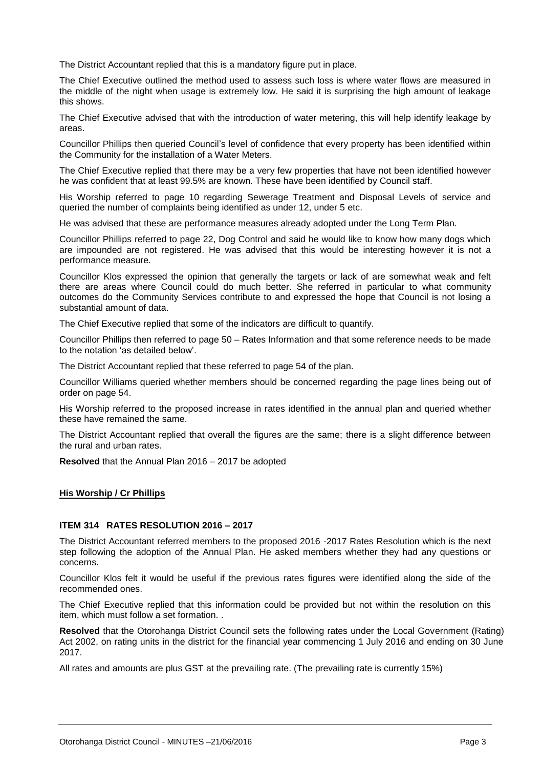The District Accountant replied that this is a mandatory figure put in place.

The Chief Executive outlined the method used to assess such loss is where water flows are measured in the middle of the night when usage is extremely low. He said it is surprising the high amount of leakage this shows.

The Chief Executive advised that with the introduction of water metering, this will help identify leakage by areas.

Councillor Phillips then queried Council's level of confidence that every property has been identified within the Community for the installation of a Water Meters.

The Chief Executive replied that there may be a very few properties that have not been identified however he was confident that at least 99.5% are known. These have been identified by Council staff.

His Worship referred to page 10 regarding Sewerage Treatment and Disposal Levels of service and queried the number of complaints being identified as under 12, under 5 etc.

He was advised that these are performance measures already adopted under the Long Term Plan.

Councillor Phillips referred to page 22, Dog Control and said he would like to know how many dogs which are impounded are not registered. He was advised that this would be interesting however it is not a performance measure.

Councillor Klos expressed the opinion that generally the targets or lack of are somewhat weak and felt there are areas where Council could do much better. She referred in particular to what community outcomes do the Community Services contribute to and expressed the hope that Council is not losing a substantial amount of data.

The Chief Executive replied that some of the indicators are difficult to quantify.

Councillor Phillips then referred to page 50 – Rates Information and that some reference needs to be made to the notation 'as detailed below'.

The District Accountant replied that these referred to page 54 of the plan.

Councillor Williams queried whether members should be concerned regarding the page lines being out of order on page 54.

His Worship referred to the proposed increase in rates identified in the annual plan and queried whether these have remained the same.

The District Accountant replied that overall the figures are the same; there is a slight difference between the rural and urban rates.

**Resolved** that the Annual Plan 2016 – 2017 be adopted

**His Worship / Cr Phillips**

### ITEM 314 RATES RESOLUTION 2016 – 2017

The District Accountant referred members to the proposed 2016 -2017 Rates Resolution which is the next step following the adoption of the Annual Plan. He asked members whether they had any questions or concerns.

Councillor Klos felt it would be useful if the previous rates figures were identified along the side of the recommended ones.

The Chief Executive replied that this information could be provided but not within the resolution on this item, which must follow a set formation. .

**Resolved** that the Otorohanga District Council sets the following rates under the Local Government (Rating) Act 2002, on rating units in the district for the financial year commencing 1 July 2016 and ending on 30 June 2017.

All rates and amounts are plus GST at the prevailing rate. (The prevailing rate is currently 15%)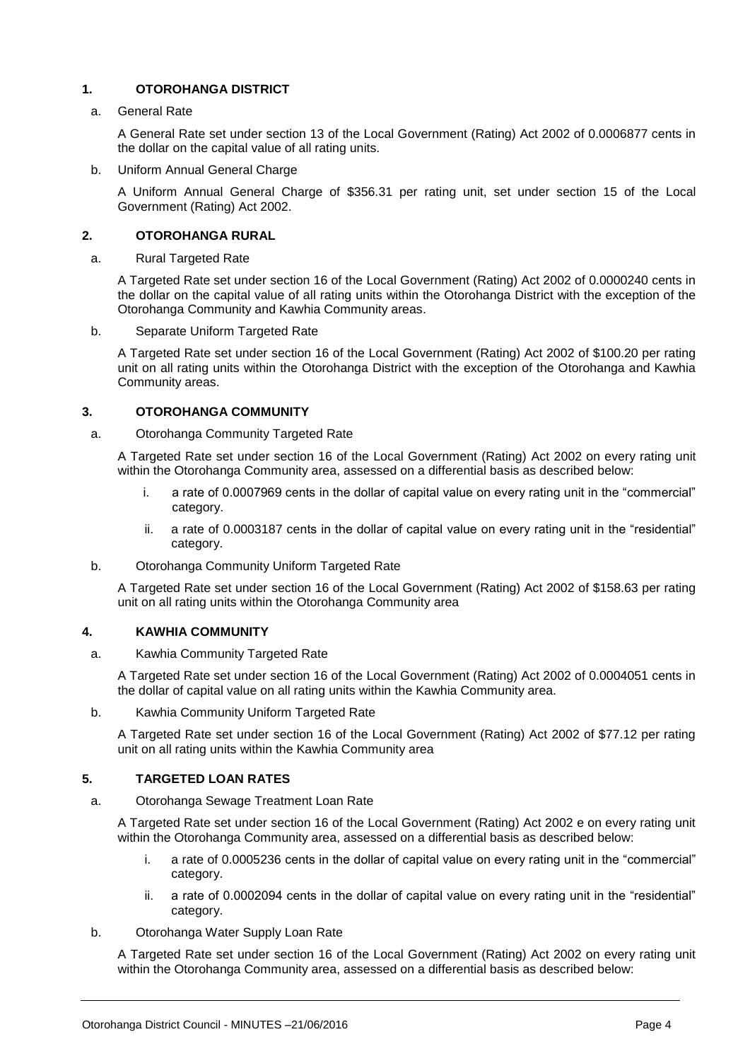## 1. OTOROHANGA DISTRICT

a. General Rate

A General Rate set under section 13 of the Local Government (Rating) Act 2002 of 0.0006877 cents in the dollar on the capital value of all rating units.

b. Uniform Annual General Charge

A Uniform Annual General Charge of $356.31 per rating unit, set under section 15 of the Local Government (Rating) Act 2002.

## 2. OTOROHANGA RURAL

a. Rural Targeted Rate

A Targeted Rate set under section 16 of the Local Government (Rating) Act 2002 of 0.0000240 cents in the dollar on the capital value of all rating units within the Otorohanga District with the exception of the Otorohanga Community and Kawhia Community areas.

b. Separate Uniform Targeted Rate

A Targeted Rate set under section 16 of the Local Government (Rating) Act 2002 of $100.20 per rating unit on all rating units within the Otorohanga District with the exception of the Otorohanga and Kawhia Community areas.

## 3. OTOROHANGA COMMUNITY

a. Otorohanga Community Targeted Rate

A Targeted Rate set under section 16 of the Local Government (Rating) Act 2002 on every rating unit within the Otorohanga Community area, assessed on a differential basis as described below:

i. a rate of 0.0007969 cents in the dollar of capital value on every rating unit in the "commercial" category.

ii. a rate of 0.0003187 cents in the dollar of capital value on every rating unit in the "residential" category.

b. Otorohanga Community Uniform Targeted Rate

A Targeted Rate set under section 16 of the Local Government (Rating) Act 2002 of $158.63 per rating unit on all rating units within the Otorohanga Community area

## 4. KAWHIA COMMUNITY

a. Kawhia Community Targeted Rate

A Targeted Rate set under section 16 of the Local Government (Rating) Act 2002 of 0.0004051 cents in the dollar of capital value on all rating units within the Kawhia Community area.

b. Kawhia Community Uniform Targeted Rate

A Targeted Rate set under section 16 of the Local Government (Rating) Act 2002 of $77.12 per rating unit on all rating units within the Kawhia Community area

## 5. TARGETED LOAN RATES

a. Otorohanga Sewage Treatment Loan Rate

A Targeted Rate set under section 16 of the Local Government (Rating) Act 2002 e on every rating unit within the Otorohanga Community area, assessed on a differential basis as described below:

i. a rate of 0.0005236 cents in the dollar of capital value on every rating unit in the "commercial" category.

ii. a rate of 0.0002094 cents in the dollar of capital value on every rating unit in the "residential" category.

b. Otorohanga Water Supply Loan Rate

A Targeted Rate set under section 16 of the Local Government (Rating) Act 2002 on every rating unit within the Otorohanga Community area, assessed on a differential basis as described below: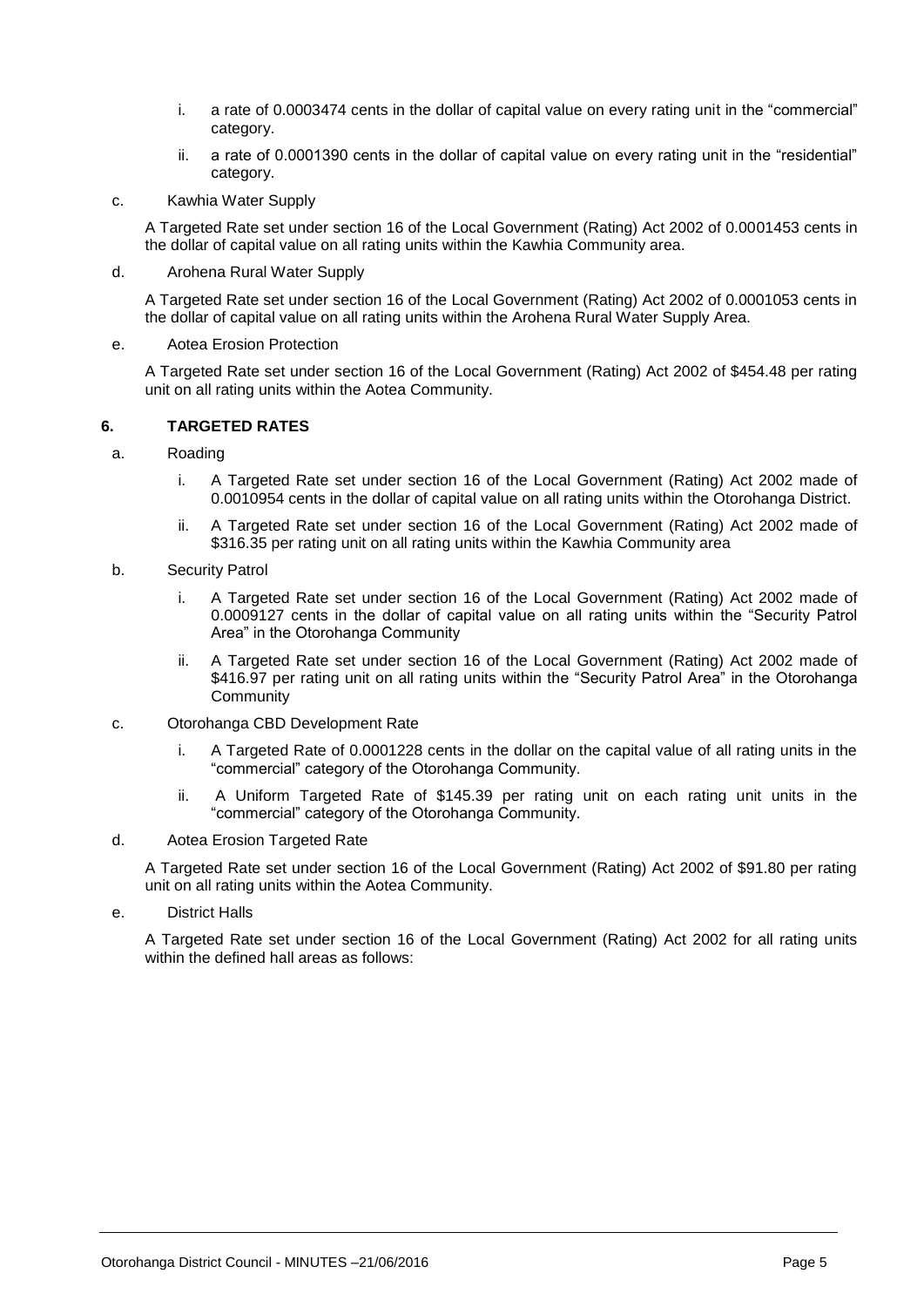i. a rate of 0.0003474 cents in the dollar of capital value on every rating unit in the “commercial” category.

ii. a rate of 0.0001390 cents in the dollar of capital value on every rating unit in the “residential” category.

c. Kawhia Water Supply

A Targeted Rate set under section 16 of the Local Government (Rating) Act 2002 of 0.0001453 cents in the dollar of capital value on all rating units within the Kawhia Community area.

d. Arohena Rural Water Supply

A Targeted Rate set under section 16 of the Local Government (Rating) Act 2002 of 0.0001053 cents in the dollar of capital value on all rating units within the Arohena Rural Water Supply Area.

e. Aotea Erosion Protection

A Targeted Rate set under section 16 of the Local Government (Rating) Act 2002 of $454.48 per rating unit on all rating units within the Aotea Community.

## 6. TARGETED RATES

a. Roading

i. A Targeted Rate set under section 16 of the Local Government (Rating) Act 2002 made of 0.0010954 cents in the dollar of capital value on all rating units within the Otorohanga District.

ii. A Targeted Rate set under section 16 of the Local Government (Rating) Act 2002 made of $316.35 per rating unit on all rating units within the Kawhia Community area

b. Security Patrol

i. A Targeted Rate set under section 16 of the Local Government (Rating) Act 2002 made of 0.0009127 cents in the dollar of capital value on all rating units within the “Security Patrol Area” in the Otorohanga Community

ii. A Targeted Rate set under section 16 of the Local Government (Rating) Act 2002 made of $416.97 per rating unit on all rating units within the “Security Patrol Area” in the Otorohanga Community

c. Otorohanga CBD Development Rate

i. A Targeted Rate of 0.0001228 cents in the dollar on the capital value of all rating units in the “commercial” category of the Otorohanga Community.

ii. A Uniform Targeted Rate of $145.39 per rating unit on each rating unit units in the “commercial” category of the Otorohanga Community.

d. Aotea Erosion Targeted Rate

A Targeted Rate set under section 16 of the Local Government (Rating) Act 2002 of $91.80 per rating unit on all rating units within the Aotea Community.

e. District Halls

A Targeted Rate set under section 16 of the Local Government (Rating) Act 2002 for all rating units within the defined hall areas as follows: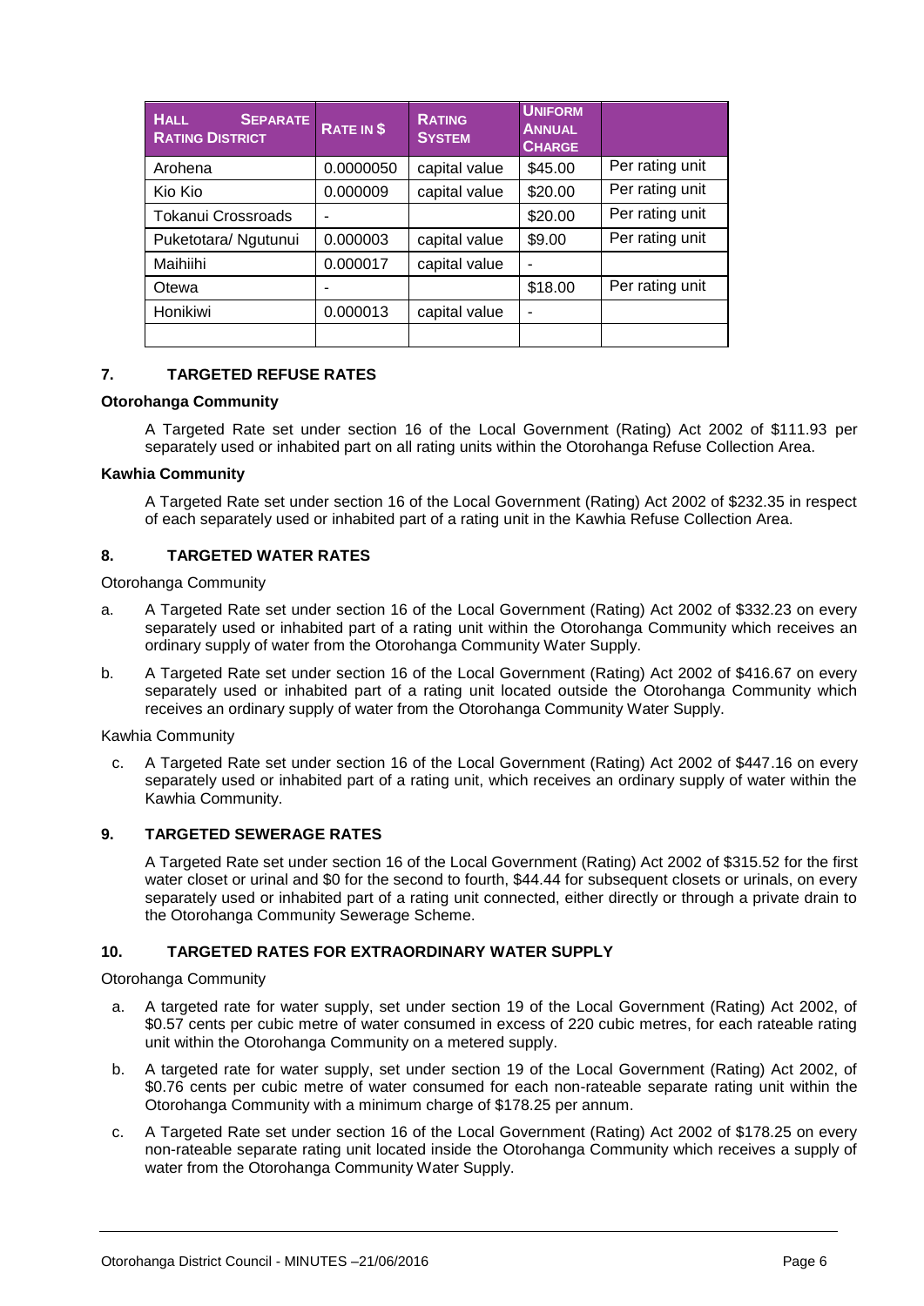| HALL SEPARATE RATING DISTRICT | RATE IN $ | RATING SYSTEM | UNIFORM ANNUAL CHARGE | |
|---|---|---|---|---|
| Arohena | 0.0000050 | capital value | $45.00 | Per rating unit |
| Kio Kio | 0.000009 | capital value | $20.00 | Per rating unit |
| Tokanui Crossroads | - | | $20.00 | Per rating unit |
| Puketotara/ Ngutunui | 0.000003 | capital value | $9.00 | Per rating unit |
| Maihiihi | 0.000017 | capital value | - | |
| Otewa | - | | $18.00 | Per rating unit |
| Honikiwi | 0.000013 | capital value | - | |
| | | | | |

### 7. TARGETED REFUSE RATES

**Otorohanga Community**

A Targeted Rate set under section 16 of the Local Government (Rating) Act 2002 of $111.93 per separately used or inhabited part on all rating units within the Otorohanga Refuse Collection Area.

**Kawhia Community**

A Targeted Rate set under section 16 of the Local Government (Rating) Act 2002 of $232.35 in respect of each separately used or inhabited part of a rating unit in the Kawhia Refuse Collection Area.

### 8. TARGETED WATER RATES

Otorohanga Community

a. A Targeted Rate set under section 16 of the Local Government (Rating) Act 2002 of $332.23 on every separately used or inhabited part of a rating unit within the Otorohanga Community which receives an ordinary supply of water from the Otorohanga Community Water Supply.

b. A Targeted Rate set under section 16 of the Local Government (Rating) Act 2002 of $416.67 on every separately used or inhabited part of a rating unit located outside the Otorohanga Community which receives an ordinary supply of water from the Otorohanga Community Water Supply.

Kawhia Community

c. A Targeted Rate set under section 16 of the Local Government (Rating) Act 2002 of $447.16 on every separately used or inhabited part of a rating unit, which receives an ordinary supply of water within the Kawhia Community.

### 9. TARGETED SEWERAGE RATES

A Targeted Rate set under section 16 of the Local Government (Rating) Act 2002 of $315.52 for the first water closet or urinal and $0 for the second to fourth, $44.44 for subsequent closets or urinals, on every separately used or inhabited part of a rating unit connected, either directly or through a private drain to the Otorohanga Community Sewerage Scheme.

### 10. TARGETED RATES FOR EXTRAORDINARY WATER SUPPLY

Otorohanga Community

a. A targeted rate for water supply, set under section 19 of the Local Government (Rating) Act 2002, of $0.57 cents per cubic metre of water consumed in excess of 220 cubic metres, for each rateable rating unit within the Otorohanga Community on a metered supply.

b. A targeted rate for water supply, set under section 19 of the Local Government (Rating) Act 2002, of $0.76 cents per cubic metre of water consumed for each non-rateable separate rating unit within the Otorohanga Community with a minimum charge of $178.25 per annum.

c. A Targeted Rate set under section 16 of the Local Government (Rating) Act 2002 of $178.25 on every non-rateable separate rating unit located inside the Otorohanga Community which receives a supply of water from the Otorohanga Community Water Supply.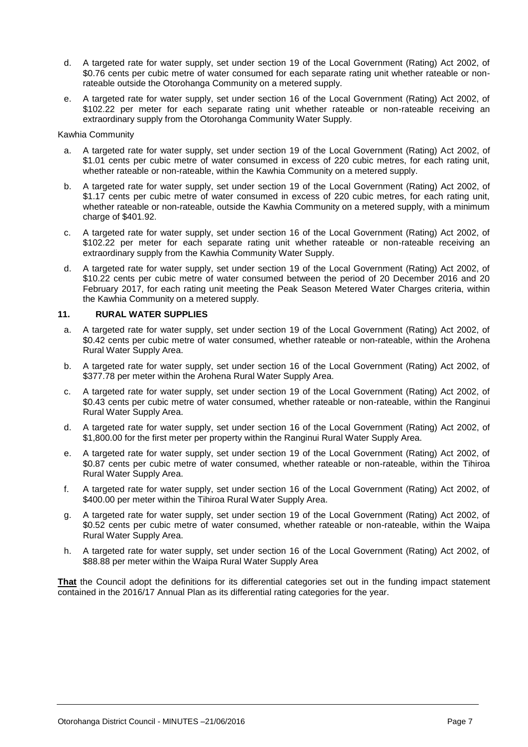d. A targeted rate for water supply, set under section 19 of the Local Government (Rating) Act 2002, of $0.76 cents per cubic metre of water consumed for each separate rating unit whether rateable or non-rateable outside the Otorohanga Community on a metered supply.

e. A targeted rate for water supply, set under section 16 of the Local Government (Rating) Act 2002, of $102.22 per meter for each separate rating unit whether rateable or non-rateable receiving an extraordinary supply from the Otorohanga Community Water Supply.

Kawhia Community

a. A targeted rate for water supply, set under section 19 of the Local Government (Rating) Act 2002, of $1.01 cents per cubic metre of water consumed in excess of 220 cubic metres, for each rating unit, whether rateable or non-rateable, within the Kawhia Community on a metered supply.

b. A targeted rate for water supply, set under section 19 of the Local Government (Rating) Act 2002, of $1.17 cents per cubic metre of water consumed in excess of 220 cubic metres, for each rating unit, whether rateable or non-rateable, outside the Kawhia Community on a metered supply, with a minimum charge of $401.92.

c. A targeted rate for water supply, set under section 16 of the Local Government (Rating) Act 2002, of $102.22 per meter for each separate rating unit whether rateable or non-rateable receiving an extraordinary supply from the Kawhia Community Water Supply.

d. A targeted rate for water supply, set under section 19 of the Local Government (Rating) Act 2002, of $10.22 cents per cubic metre of water consumed between the period of 20 December 2016 and 20 February 2017, for each rating unit meeting the Peak Season Metered Water Charges criteria, within the Kawhia Community on a metered supply.

**11. RURAL WATER SUPPLIES**

a. A targeted rate for water supply, set under section 19 of the Local Government (Rating) Act 2002, of $0.42 cents per cubic metre of water consumed, whether rateable or non-rateable, within the Arohena Rural Water Supply Area.

b. A targeted rate for water supply, set under section 16 of the Local Government (Rating) Act 2002, of $377.78 per meter within the Arohena Rural Water Supply Area.

c. A targeted rate for water supply, set under section 19 of the Local Government (Rating) Act 2002, of $0.43 cents per cubic metre of water consumed, whether rateable or non-rateable, within the Ranginui Rural Water Supply Area.

d. A targeted rate for water supply, set under section 16 of the Local Government (Rating) Act 2002, of $1,800.00 for the first meter per property within the Ranginui Rural Water Supply Area.

e. A targeted rate for water supply, set under section 19 of the Local Government (Rating) Act 2002, of $0.87 cents per cubic metre of water consumed, whether rateable or non-rateable, within the Tihiroa Rural Water Supply Area.

f. A targeted rate for water supply, set under section 16 of the Local Government (Rating) Act 2002, of $400.00 per meter within the Tihiroa Rural Water Supply Area.

g. A targeted rate for water supply, set under section 19 of the Local Government (Rating) Act 2002, of $0.52 cents per cubic metre of water consumed, whether rateable or non-rateable, within the Waipa Rural Water Supply Area.

h. A targeted rate for water supply, set under section 16 of the Local Government (Rating) Act 2002, of $88.88 per meter within the Waipa Rural Water Supply Area

**That** the Council adopt the definitions for its differential categories set out in the funding impact statement contained in the 2016/17 Annual Plan as its differential rating categories for the year.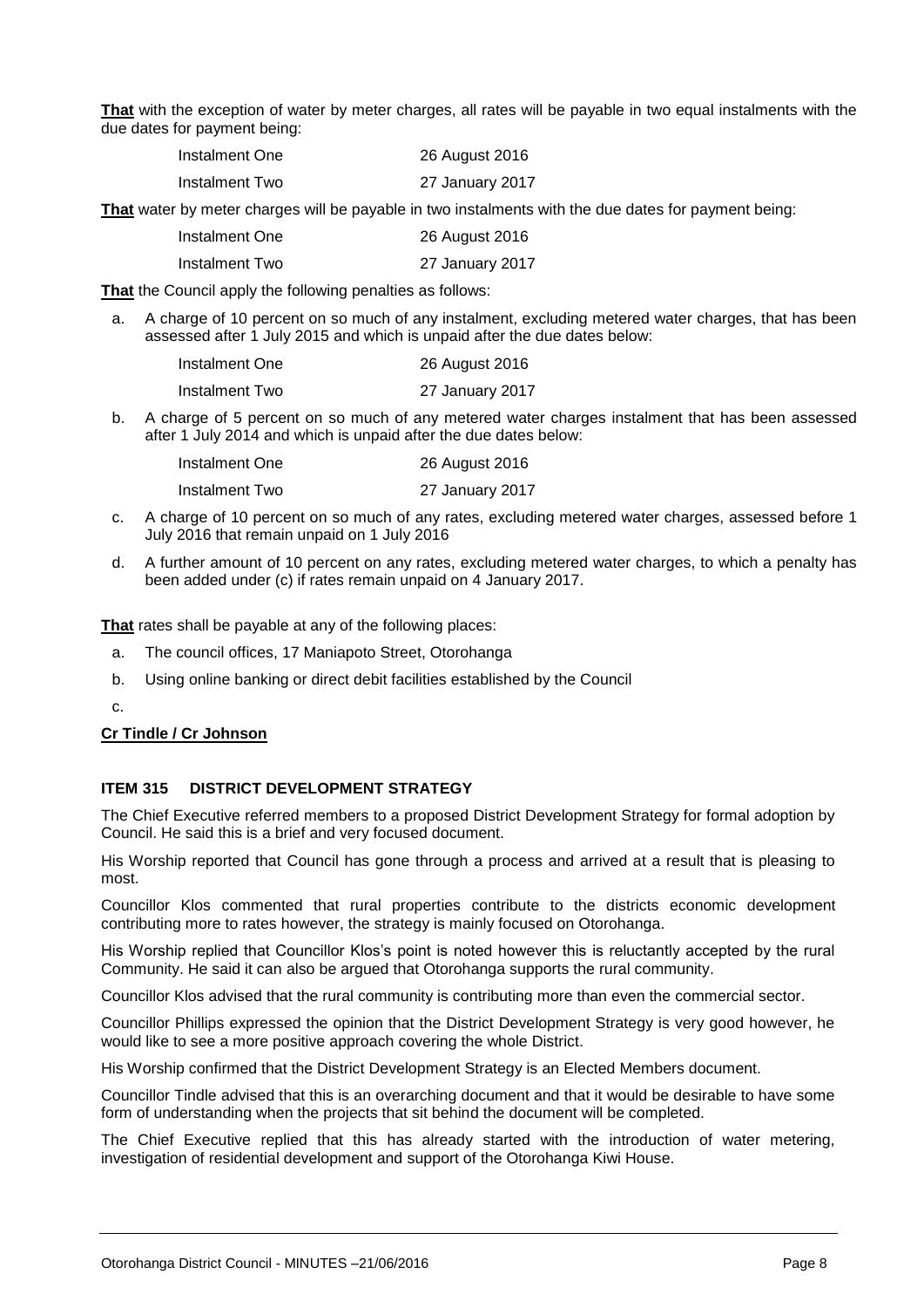**That** with the exception of water by meter charges, all rates will be payable in two equal instalments with the due dates for payment being:

| | |
|---|---|
| Instalment One | 26 August 2016 |
| Instalment Two | 27 January 2017 |

**That** water by meter charges will be payable in two instalments with the due dates for payment being:

| | |
|---|---|
| Instalment One | 26 August 2016 |
| Instalment Two | 27 January 2017 |

**That** the Council apply the following penalties as follows:

a. A charge of 10 percent on so much of any instalment, excluding metered water charges, that has been assessed after 1 July 2015 and which is unpaid after the due dates below:

| | |
|---|---|
| Instalment One | 26 August 2016 |
| Instalment Two | 27 January 2017 |

b. A charge of 5 percent on so much of any metered water charges instalment that has been assessed after 1 July 2014 and which is unpaid after the due dates below:

| | |
|---|---|
| Instalment One | 26 August 2016 |
| Instalment Two | 27 January 2017 |

c. A charge of 10 percent on so much of any rates, excluding metered water charges, assessed before 1 July 2016 that remain unpaid on 1 July 2016

d. A further amount of 10 percent on any rates, excluding metered water charges, to which a penalty has been added under (c) if rates remain unpaid on 4 January 2017.

**That** rates shall be payable at any of the following places:

a. The council offices, 17 Maniapoto Street, Otorohanga

b. Using online banking or direct debit facilities established by the Council

c.

**Cr Tindle / Cr Johnson**

### ITEM 315 DISTRICT DEVELOPMENT STRATEGY

The Chief Executive referred members to a proposed District Development Strategy for formal adoption by Council. He said this is a brief and very focused document.

His Worship reported that Council has gone through a process and arrived at a result that is pleasing to most.

Councillor Klos commented that rural properties contribute to the districts economic development contributing more to rates however, the strategy is mainly focused on Otorohanga.

His Worship replied that Councillor Klos's point is noted however this is reluctantly accepted by the rural Community. He said it can also be argued that Otorohanga supports the rural community.

Councillor Klos advised that the rural community is contributing more than even the commercial sector.

Councillor Phillips expressed the opinion that the District Development Strategy is very good however, he would like to see a more positive approach covering the whole District.

His Worship confirmed that the District Development Strategy is an Elected Members document.

Councillor Tindle advised that this is an overarching document and that it would be desirable to have some form of understanding when the projects that sit behind the document will be completed.

The Chief Executive replied that this has already started with the introduction of water metering, investigation of residential development and support of the Otorohanga Kiwi House.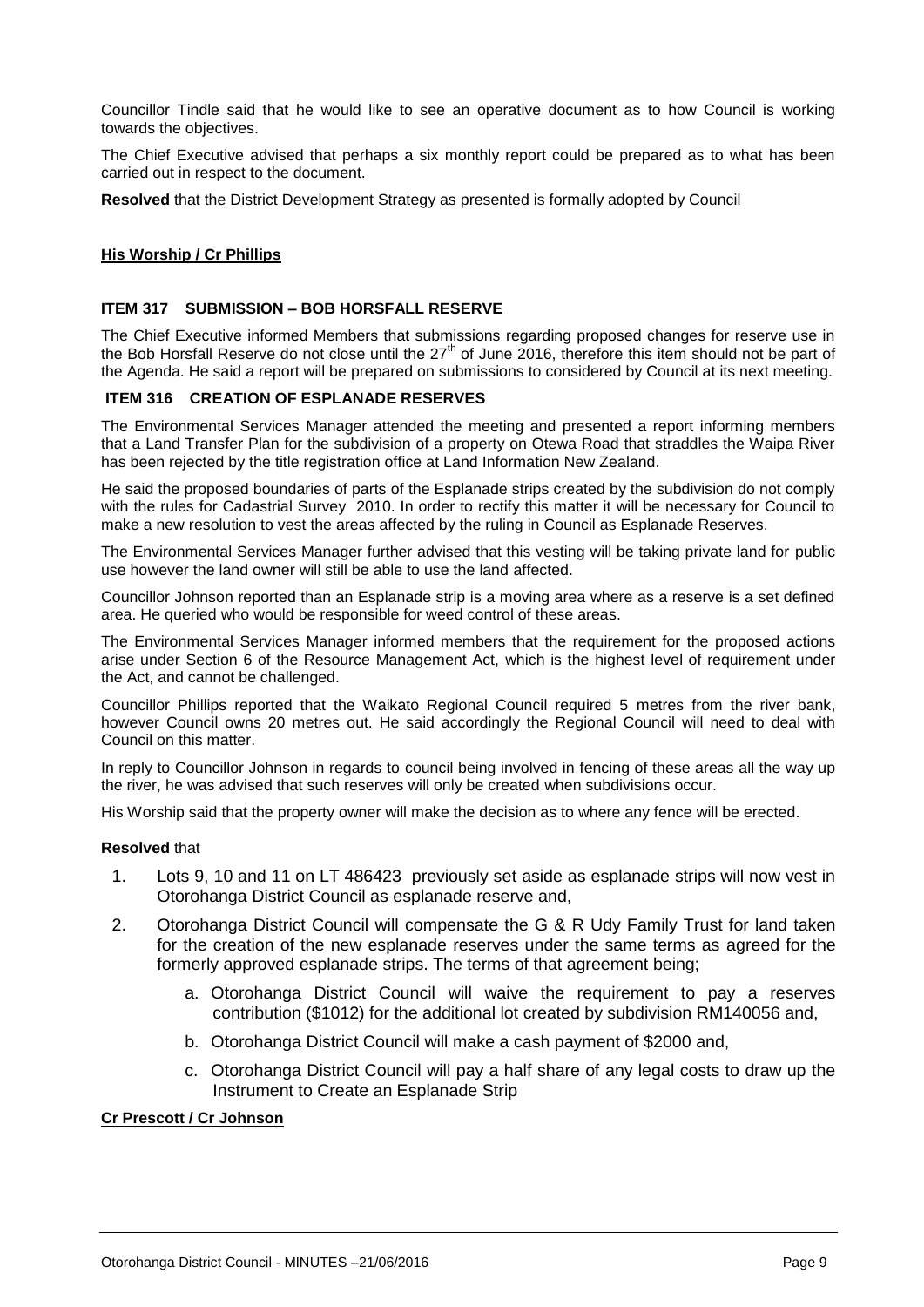Councillor Tindle said that he would like to see an operative document as to how Council is working towards the objectives.

The Chief Executive advised that perhaps a six monthly report could be prepared as to what has been carried out in respect to the document.

**Resolved** that the District Development Strategy as presented is formally adopted by Council

**His Worship / Cr Phillips**

### ITEM 317 SUBMISSION – BOB HORSFALL RESERVE

The Chief Executive informed Members that submissions regarding proposed changes for reserve use in the Bob Horsfall Reserve do not close until the 27th of June 2016, therefore this item should not be part of the Agenda. He said a report will be prepared on submissions to considered by Council at its next meeting.

### ITEM 316 CREATION OF ESPLANADE RESERVES

The Environmental Services Manager attended the meeting and presented a report informing members that a Land Transfer Plan for the subdivision of a property on Otewa Road that straddles the Waipa River has been rejected by the title registration office at Land Information New Zealand.

He said the proposed boundaries of parts of the Esplanade strips created by the subdivision do not comply with the rules for Cadastrial Survey 2010. In order to rectify this matter it will be necessary for Council to make a new resolution to vest the areas affected by the ruling in Council as Esplanade Reserves.

The Environmental Services Manager further advised that this vesting will be taking private land for public use however the land owner will still be able to use the land affected.

Councillor Johnson reported than an Esplanade strip is a moving area where as a reserve is a set defined area. He queried who would be responsible for weed control of these areas.

The Environmental Services Manager informed members that the requirement for the proposed actions arise under Section 6 of the Resource Management Act, which is the highest level of requirement under the Act, and cannot be challenged.

Councillor Phillips reported that the Waikato Regional Council required 5 metres from the river bank, however Council owns 20 metres out. He said accordingly the Regional Council will need to deal with Council on this matter.

In reply to Councillor Johnson in regards to council being involved in fencing of these areas all the way up the river, he was advised that such reserves will only be created when subdivisions occur.

His Worship said that the property owner will make the decision as to where any fence will be erected.

**Resolved** that

1. Lots 9, 10 and 11 on LT 486423 previously set aside as esplanade strips will now vest in Otorohanga District Council as esplanade reserve and,
2. Otorohanga District Council will compensate the G & R Udy Family Trust for land taken for the creation of the new esplanade reserves under the same terms as agreed for the formerly approved esplanade strips. The terms of that agreement being;
   a. Otorohanga District Council will waive the requirement to pay a reserves contribution ($1012) for the additional lot created by subdivision RM140056 and,
   b. Otorohanga District Council will make a cash payment of $2000 and,
   c. Otorohanga District Council will pay a half share of any legal costs to draw up the Instrument to Create an Esplanade Strip

**Cr Prescott / Cr Johnson**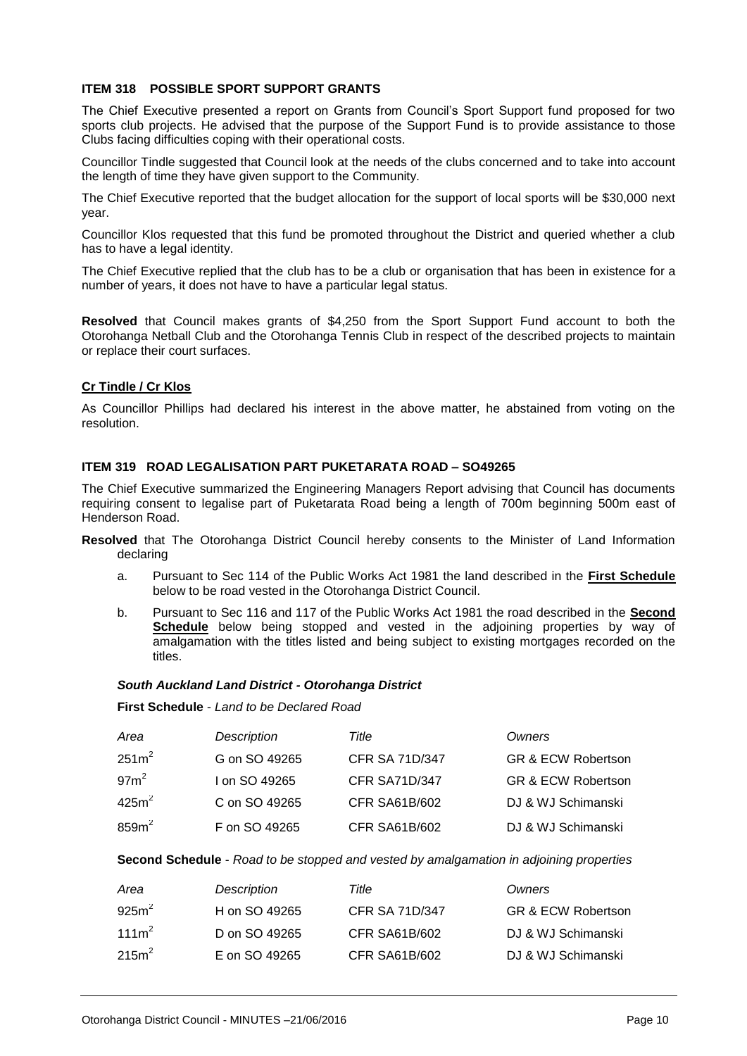### ITEM 318 POSSIBLE SPORT SUPPORT GRANTS

The Chief Executive presented a report on Grants from Council's Sport Support fund proposed for two sports club projects. He advised that the purpose of the Support Fund is to provide assistance to those Clubs facing difficulties coping with their operational costs.

Councillor Tindle suggested that Council look at the needs of the clubs concerned and to take into account the length of time they have given support to the Community.

The Chief Executive reported that the budget allocation for the support of local sports will be $30,000 next year.

Councillor Klos requested that this fund be promoted throughout the District and queried whether a club has to have a legal identity.

The Chief Executive replied that the club has to be a club or organisation that has been in existence for a number of years, it does not have to have a particular legal status.

**Resolved** that Council makes grants of $4,250 from the Sport Support Fund account to both the Otorohanga Netball Club and the Otorohanga Tennis Club in respect of the described projects to maintain or replace their court surfaces.

**Cr Tindle / Cr Klos**

As Councillor Phillips had declared his interest in the above matter, he abstained from voting on the resolution.

### ITEM 319 ROAD LEGALISATION PART PUKETARATA ROAD – SO49265

The Chief Executive summarized the Engineering Managers Report advising that Council has documents requiring consent to legalise part of Puketarata Road being a length of 700m beginning 500m east of Henderson Road.

**Resolved** that The Otorohanga District Council hereby consents to the Minister of Land Information declaring

a. Pursuant to Sec 114 of the Public Works Act 1981 the land described in the **First Schedule** below to be road vested in the Otorohanga District Council.

b. Pursuant to Sec 116 and 117 of the Public Works Act 1981 the road described in the **Second Schedule** below being stopped and vested in the adjoining properties by way of amalgamation with the titles listed and being subject to existing mortgages recorded on the titles.

***South Auckland Land District - Otorohanga District***

**First Schedule** - *Land to be Declared Road*

| *Area* | *Description* | *Title* | *Owners* |
|---|---|---|---|
| 251m$^2$ | G on SO 49265 | CFR SA 71D/347 | GR & ECW Robertson |
| 97m$^2$ | I on SO 49265 | CFR SA71D/347 | GR & ECW Robertson |
| 425m$^2$ | C on SO 49265 | CFR SA61B/602 | DJ & WJ Schimanski |
| 859m$^2$ | F on SO 49265 | CFR SA61B/602 | DJ & WJ Schimanski |

**Second Schedule** - *Road to be stopped and vested by amalgamation in adjoining properties*

| *Area* | *Description* | *Title* | *Owners* |
|---|---|---|---|
| 925m$^2$ | H on SO 49265 | CFR SA 71D/347 | GR & ECW Robertson |
| 111m$^2$ | D on SO 49265 | CFR SA61B/602 | DJ & WJ Schimanski |
| 215m$^2$ | E on SO 49265 | CFR SA61B/602 | DJ & WJ Schimanski |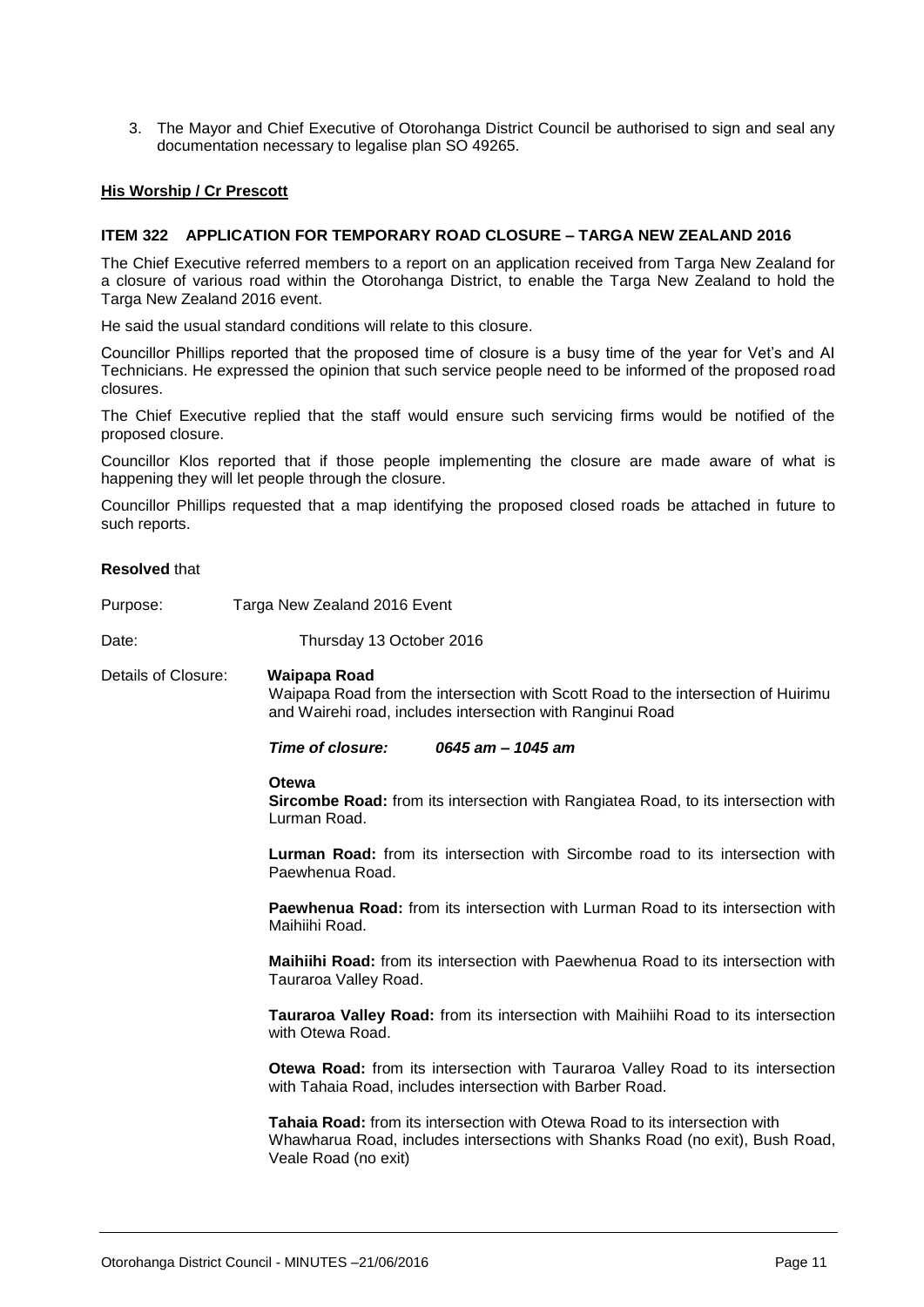3. The Mayor and Chief Executive of Otorohanga District Council be authorised to sign and seal any documentation necessary to legalise plan SO 49265.

**His Worship / Cr Prescott**

### ITEM 322 APPLICATION FOR TEMPORARY ROAD CLOSURE – TARGA NEW ZEALAND 2016

The Chief Executive referred members to a report on an application received from Targa New Zealand for a closure of various road within the Otorohanga District, to enable the Targa New Zealand to hold the Targa New Zealand 2016 event.

He said the usual standard conditions will relate to this closure.

Councillor Phillips reported that the proposed time of closure is a busy time of the year for Vet's and AI Technicians. He expressed the opinion that such service people need to be informed of the proposed road closures.

The Chief Executive replied that the staff would ensure such servicing firms would be notified of the proposed closure.

Councillor Klos reported that if those people implementing the closure are made aware of what is happening they will let people through the closure.

Councillor Phillips requested that a map identifying the proposed closed roads be attached in future to such reports.

**Resolved** that

Purpose: Targa New Zealand 2016 Event

Date: Thursday 13 October 2016

Details of Closure: **Waipapa Road**

Waipapa Road from the intersection with Scott Road to the intersection of Huirimu and Wairehi road, includes intersection with Ranginui Road

***Time of closure: 0645 am – 1045 am***

**Otewa**

**Sircombe Road:** from its intersection with Rangiatea Road, to its intersection with Lurman Road.

**Lurman Road:** from its intersection with Sircombe road to its intersection with Paewhenua Road.

**Paewhenua Road:** from its intersection with Lurman Road to its intersection with Maihiihi Road.

**Maihiihi Road:** from its intersection with Paewhenua Road to its intersection with Tauraroa Valley Road.

**Tauraroa Valley Road:** from its intersection with Maihiihi Road to its intersection with Otewa Road.

**Otewa Road:** from its intersection with Tauraroa Valley Road to its intersection with Tahaia Road, includes intersection with Barber Road.

**Tahaia Road:** from its intersection with Otewa Road to its intersection with Whawharua Road, includes intersections with Shanks Road (no exit), Bush Road, Veale Road (no exit)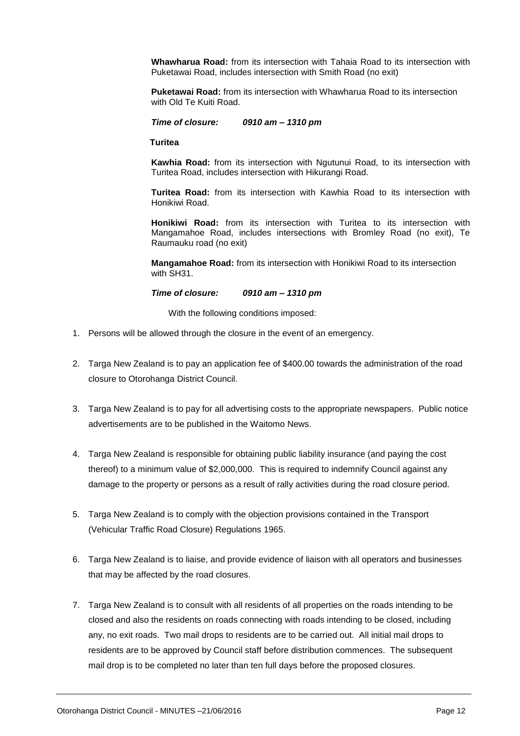**Whawharua Road:** from its intersection with Tahaia Road to its intersection with Puketawai Road, includes intersection with Smith Road (no exit)

**Puketawai Road:** from its intersection with Whawharua Road to its intersection with Old Te Kuiti Road.

***Time of closure: 0910 am – 1310 pm***

**Turitea**

**Kawhia Road:** from its intersection with Ngutunui Road, to its intersection with Turitea Road, includes intersection with Hikurangi Road.

**Turitea Road:** from its intersection with Kawhia Road to its intersection with Honikiwi Road.

**Honikiwi Road:** from its intersection with Turitea to its intersection with Mangamahoe Road, includes intersections with Bromley Road (no exit), Te Raumauku road (no exit)

**Mangamahoe Road:** from its intersection with Honikiwi Road to its intersection with SH31.

***Time of closure: 0910 am – 1310 pm***

With the following conditions imposed:

1. Persons will be allowed through the closure in the event of an emergency.

2. Targa New Zealand is to pay an application fee of $400.00 towards the administration of the road closure to Otorohanga District Council.

3. Targa New Zealand is to pay for all advertising costs to the appropriate newspapers. Public notice advertisements are to be published in the Waitomo News.

4. Targa New Zealand is responsible for obtaining public liability insurance (and paying the cost thereof) to a minimum value of $2,000,000. This is required to indemnify Council against any damage to the property or persons as a result of rally activities during the road closure period.

5. Targa New Zealand is to comply with the objection provisions contained in the Transport (Vehicular Traffic Road Closure) Regulations 1965.

6. Targa New Zealand is to liaise, and provide evidence of liaison with all operators and businesses that may be affected by the road closures.

7. Targa New Zealand is to consult with all residents of all properties on the roads intending to be closed and also the residents on roads connecting with roads intending to be closed, including any, no exit roads. Two mail drops to residents are to be carried out. All initial mail drops to residents are to be approved by Council staff before distribution commences. The subsequent mail drop is to be completed no later than ten full days before the proposed closures.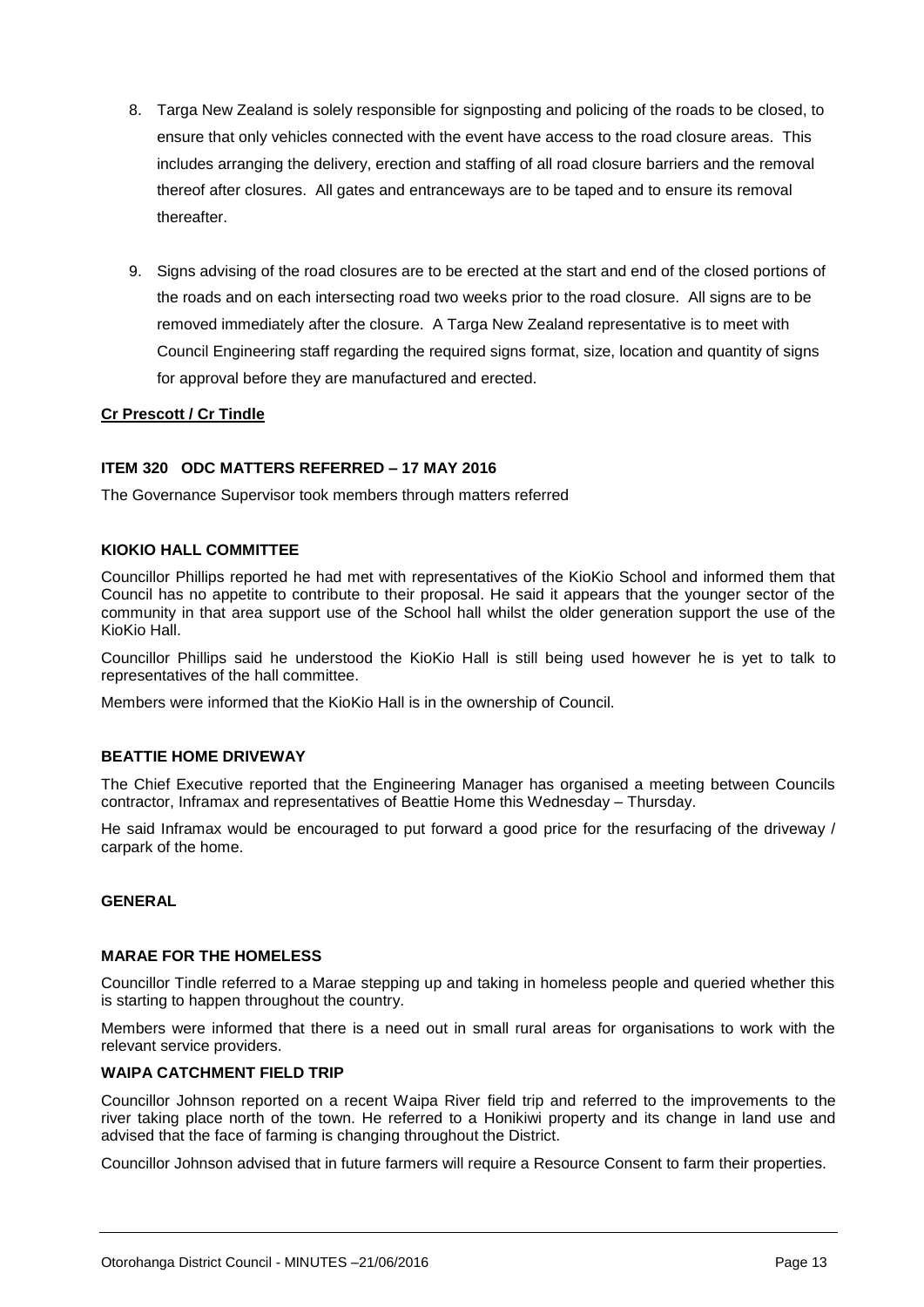8. Targa New Zealand is solely responsible for signposting and policing of the roads to be closed, to ensure that only vehicles connected with the event have access to the road closure areas. This includes arranging the delivery, erection and staffing of all road closure barriers and the removal thereof after closures. All gates and entranceways are to be taped and to ensure its removal thereafter.

9. Signs advising of the road closures are to be erected at the start and end of the closed portions of the roads and on each intersecting road two weeks prior to the road closure. All signs are to be removed immediately after the closure. A Targa New Zealand representative is to meet with Council Engineering staff regarding the required signs format, size, location and quantity of signs for approval before they are manufactured and erected.

**Cr Prescott / Cr Tindle**

### ITEM 320 ODC MATTERS REFERRED – 17 MAY 2016

The Governance Supervisor took members through matters referred

#### KIOKIO HALL COMMITTEE

Councillor Phillips reported he had met with representatives of the KioKio School and informed them that Council has no appetite to contribute to their proposal. He said it appears that the younger sector of the community in that area support use of the School hall whilst the older generation support the use of the KioKio Hall.

Councillor Phillips said he understood the KioKio Hall is still being used however he is yet to talk to representatives of the hall committee.

Members were informed that the KioKio Hall is in the ownership of Council.

#### BEATTIE HOME DRIVEWAY

The Chief Executive reported that the Engineering Manager has organised a meeting between Councils contractor, Inframax and representatives of Beattie Home this Wednesday – Thursday.

He said Inframax would be encouraged to put forward a good price for the resurfacing of the driveway / carpark of the home.

### GENERAL

#### MARAE FOR THE HOMELESS

Councillor Tindle referred to a Marae stepping up and taking in homeless people and queried whether this is starting to happen throughout the country.

Members were informed that there is a need out in small rural areas for organisations to work with the relevant service providers.

#### WAIPA CATCHMENT FIELD TRIP

Councillor Johnson reported on a recent Waipa River field trip and referred to the improvements to the river taking place north of the town. He referred to a Honikiwi property and its change in land use and advised that the face of farming is changing throughout the District.

Councillor Johnson advised that in future farmers will require a Resource Consent to farm their properties.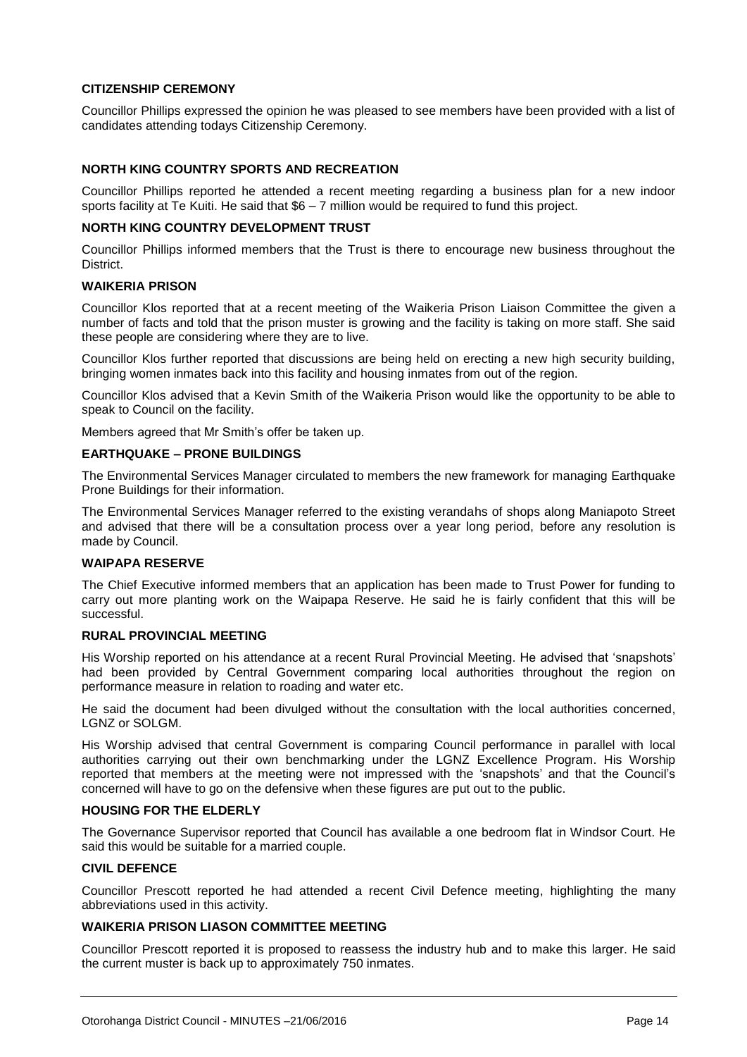**CITIZENSHIP CEREMONY**

Councillor Phillips expressed the opinion he was pleased to see members have been provided with a list of candidates attending todays Citizenship Ceremony.

**NORTH KING COUNTRY SPORTS AND RECREATION**

Councillor Phillips reported he attended a recent meeting regarding a business plan for a new indoor sports facility at Te Kuiti. He said that $6 – 7 million would be required to fund this project.

**NORTH KING COUNTRY DEVELOPMENT TRUST**

Councillor Phillips informed members that the Trust is there to encourage new business throughout the District.

**WAIKERIA PRISON**

Councillor Klos reported that at a recent meeting of the Waikeria Prison Liaison Committee the given a number of facts and told that the prison muster is growing and the facility is taking on more staff. She said these people are considering where they are to live.

Councillor Klos further reported that discussions are being held on erecting a new high security building, bringing women inmates back into this facility and housing inmates from out of the region.

Councillor Klos advised that a Kevin Smith of the Waikeria Prison would like the opportunity to be able to speak to Council on the facility.

Members agreed that Mr Smith's offer be taken up.

**EARTHQUAKE – PRONE BUILDINGS**

The Environmental Services Manager circulated to members the new framework for managing Earthquake Prone Buildings for their information.

The Environmental Services Manager referred to the existing verandahs of shops along Maniapoto Street and advised that there will be a consultation process over a year long period, before any resolution is made by Council.

**WAIPAPA RESERVE**

The Chief Executive informed members that an application has been made to Trust Power for funding to carry out more planting work on the Waipapa Reserve. He said he is fairly confident that this will be successful.

**RURAL PROVINCIAL MEETING**

His Worship reported on his attendance at a recent Rural Provincial Meeting. He advised that 'snapshots' had been provided by Central Government comparing local authorities throughout the region on performance measure in relation to roading and water etc.

He said the document had been divulged without the consultation with the local authorities concerned, LGNZ or SOLGM.

His Worship advised that central Government is comparing Council performance in parallel with local authorities carrying out their own benchmarking under the LGNZ Excellence Program. His Worship reported that members at the meeting were not impressed with the 'snapshots' and that the Council's concerned will have to go on the defensive when these figures are put out to the public.

**HOUSING FOR THE ELDERLY**

The Governance Supervisor reported that Council has available a one bedroom flat in Windsor Court. He said this would be suitable for a married couple.

**CIVIL DEFENCE**

Councillor Prescott reported he had attended a recent Civil Defence meeting, highlighting the many abbreviations used in this activity.

**WAIKERIA PRISON LIASON COMMITTEE MEETING**

Councillor Prescott reported it is proposed to reassess the industry hub and to make this larger. He said the current muster is back up to approximately 750 inmates.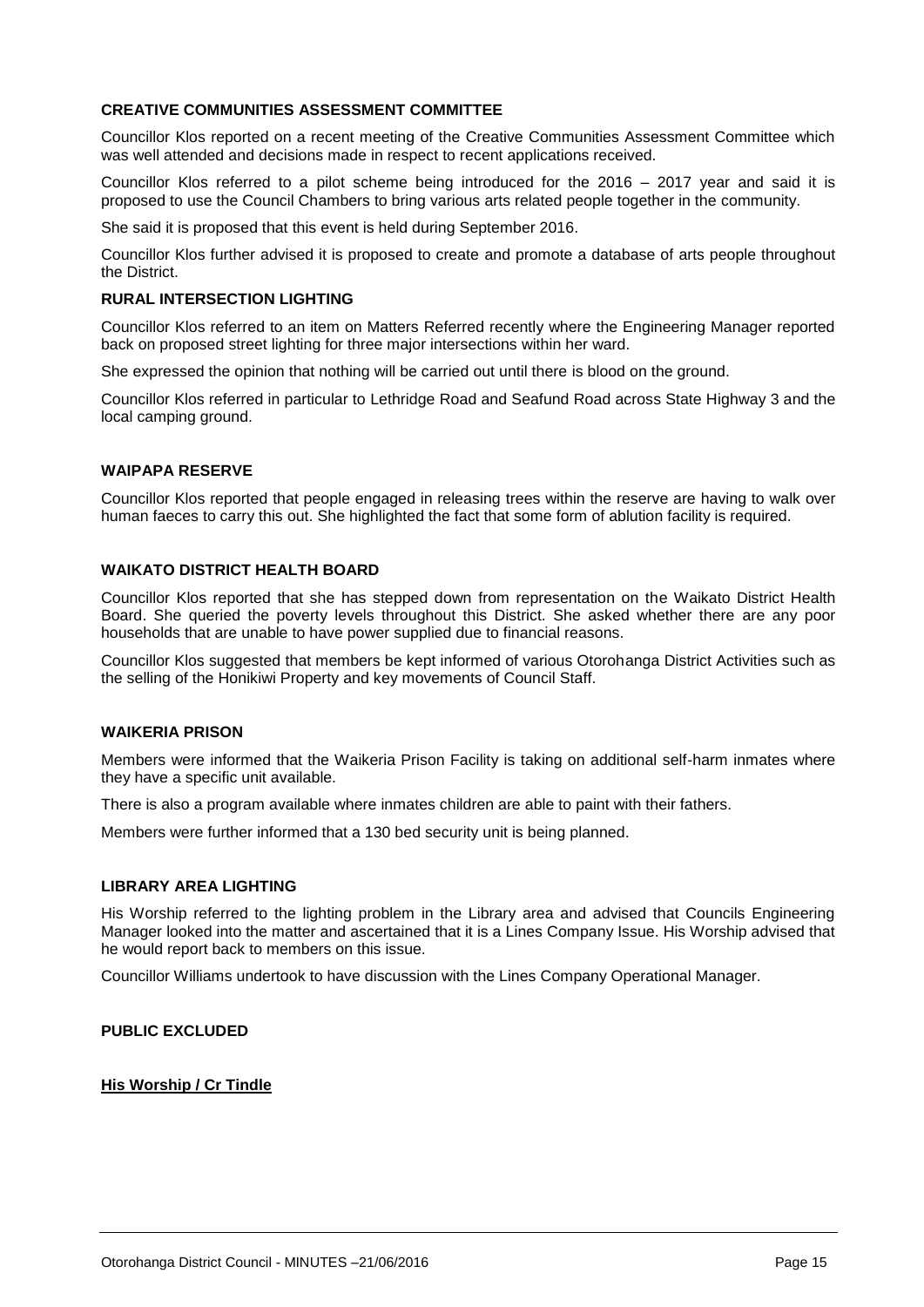**CREATIVE COMMUNITIES ASSESSMENT COMMITTEE**

Councillor Klos reported on a recent meeting of the Creative Communities Assessment Committee which was well attended and decisions made in respect to recent applications received.

Councillor Klos referred to a pilot scheme being introduced for the 2016 – 2017 year and said it is proposed to use the Council Chambers to bring various arts related people together in the community.

She said it is proposed that this event is held during September 2016.

Councillor Klos further advised it is proposed to create and promote a database of arts people throughout the District.

**RURAL INTERSECTION LIGHTING**

Councillor Klos referred to an item on Matters Referred recently where the Engineering Manager reported back on proposed street lighting for three major intersections within her ward.

She expressed the opinion that nothing will be carried out until there is blood on the ground.

Councillor Klos referred in particular to Lethridge Road and Seafund Road across State Highway 3 and the local camping ground.

**WAIPAPA RESERVE**

Councillor Klos reported that people engaged in releasing trees within the reserve are having to walk over human faeces to carry this out. She highlighted the fact that some form of ablution facility is required.

**WAIKATO DISTRICT HEALTH BOARD**

Councillor Klos reported that she has stepped down from representation on the Waikato District Health Board. She queried the poverty levels throughout this District. She asked whether there are any poor households that are unable to have power supplied due to financial reasons.

Councillor Klos suggested that members be kept informed of various Otorohanga District Activities such as the selling of the Honikiwi Property and key movements of Council Staff.

**WAIKERIA PRISON**

Members were informed that the Waikeria Prison Facility is taking on additional self-harm inmates where they have a specific unit available.

There is also a program available where inmates children are able to paint with their fathers.

Members were further informed that a 130 bed security unit is being planned.

**LIBRARY AREA LIGHTING**

His Worship referred to the lighting problem in the Library area and advised that Councils Engineering Manager looked into the matter and ascertained that it is a Lines Company Issue. His Worship advised that he would report back to members on this issue.

Councillor Williams undertook to have discussion with the Lines Company Operational Manager.

**PUBLIC EXCLUDED**

**His Worship / Cr Tindle**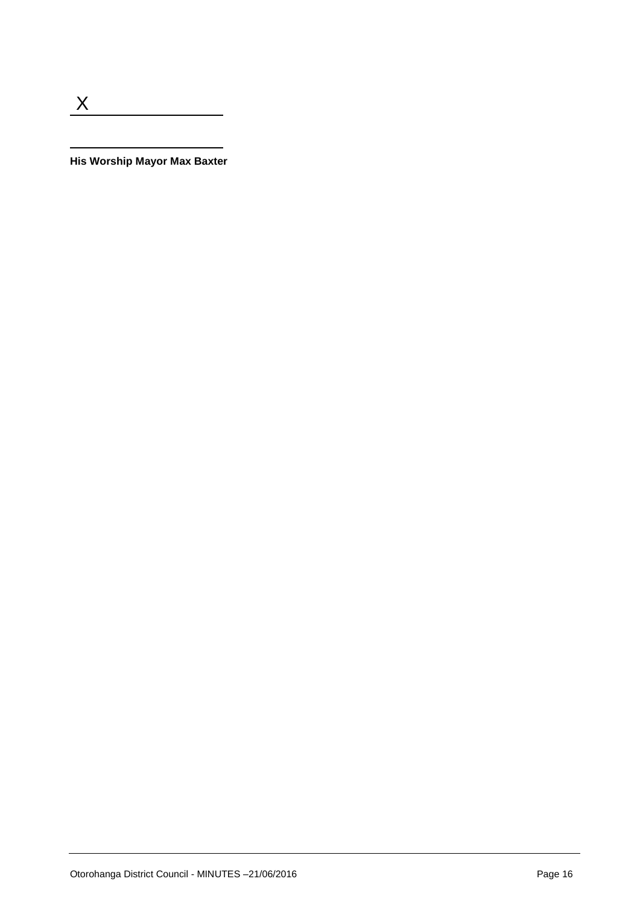X ______________________

______________________

**His Worship Mayor Max Baxter**